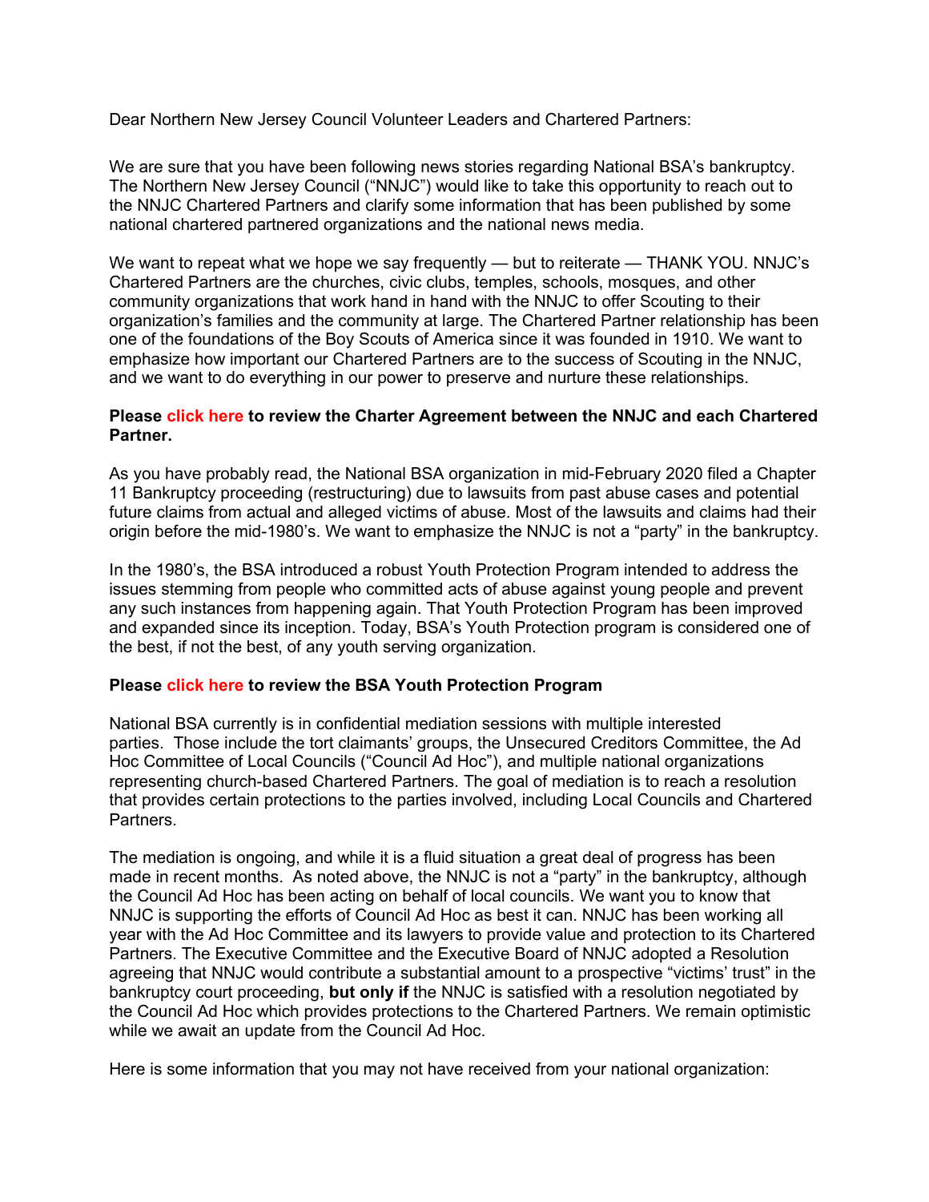Dear Northern New Jersey Council Volunteer Leaders and Chartered Partners:

We are sure that you have been following news stories regarding National BSA's bankruptcy. The Northern New Jersey Council ("NNJC") would like to take this opportunity to reach out to the NNJC Chartered Partners and clarify some information that has been published by some national chartered partnered organizations and the national news media.

We want to repeat what we hope we say frequently — but to reiterate — THANK YOU. NNJC's Chartered Partners are the churches, civic clubs, temples, schools, mosques, and other community organizations that work hand in hand with the NNJC to offer Scouting to their organization's families and the community at large. The Chartered Partner relationship has been one of the foundations of the Boy Scouts of America since it was founded in 1910. We want to emphasize how important our Chartered Partners are to the success of Scouting in the NNJC, and we want to do everything in our power to preserve and nurture these relationships.

**Please click here to review the Charter Agreement between the NNJC and each Chartered Partner.**

As you have probably read, the National BSA organization in mid-February 2020 filed a Chapter 11 Bankruptcy proceeding (restructuring) due to lawsuits from past abuse cases and potential future claims from actual and alleged victims of abuse. Most of the lawsuits and claims had their origin before the mid-1980's. We want to emphasize the NNJC is not a "party" in the bankruptcy.

In the 1980's, the BSA introduced a robust Youth Protection Program intended to address the issues stemming from people who committed acts of abuse against young people and prevent any such instances from happening again. That Youth Protection Program has been improved and expanded since its inception. Today, BSA's Youth Protection program is considered one of the best, if not the best, of any youth serving organization.

**Please click here to review the BSA Youth Protection Program**

National BSA currently is in confidential mediation sessions with multiple interested parties. Those include the tort claimants' groups, the Unsecured Creditors Committee, the Ad Hoc Committee of Local Councils ("Council Ad Hoc"), and multiple national organizations representing church-based Chartered Partners. The goal of mediation is to reach a resolution that provides certain protections to the parties involved, including Local Councils and Chartered Partners.

The mediation is ongoing, and while it is a fluid situation a great deal of progress has been made in recent months. As noted above, the NNJC is not a "party" in the bankruptcy, although the Council Ad Hoc has been acting on behalf of local councils. We want you to know that NNJC is supporting the efforts of Council Ad Hoc as best it can. NNJC has been working all year with the Ad Hoc Committee and its lawyers to provide value and protection to its Chartered Partners. The Executive Committee and the Executive Board of NNJC adopted a Resolution agreeing that NNJC would contribute a substantial amount to a prospective "victims' trust" in the bankruptcy court proceeding, **but only if** the NNJC is satisfied with a resolution negotiated by the Council Ad Hoc which provides protections to the Chartered Partners. We remain optimistic while we await an update from the Council Ad Hoc.

Here is some information that you may not have received from your national organization: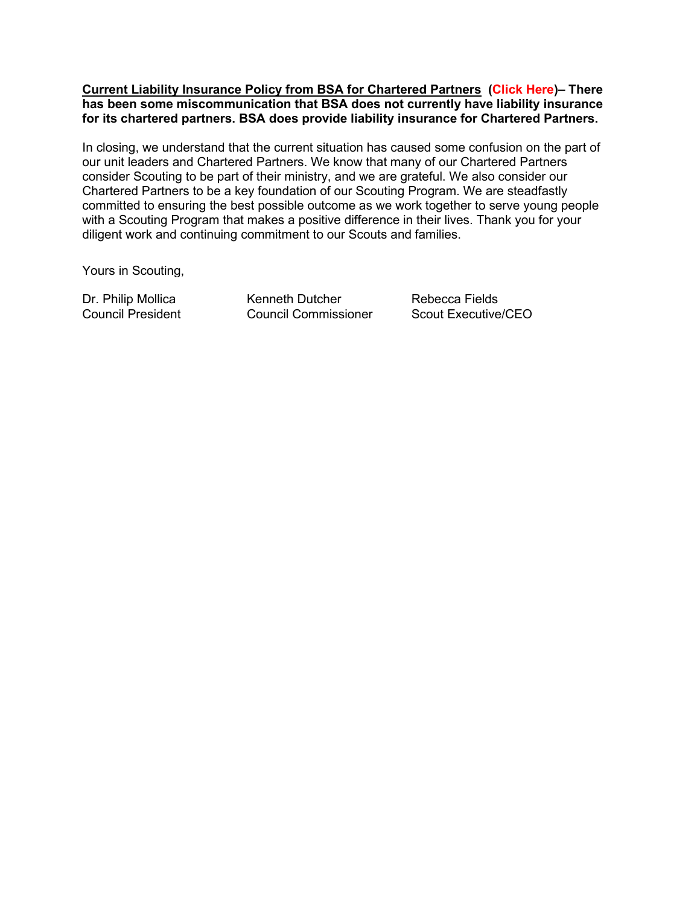**Current Liability Insurance Policy from BSA for Chartered Partners (Click Here)– There has been some miscommunication that BSA does not currently have liability insurance for its chartered partners. BSA does provide liability insurance for Chartered Partners.**

In closing, we understand that the current situation has caused some confusion on the part of our unit leaders and Chartered Partners. We know that many of our Chartered Partners consider Scouting to be part of their ministry, and we are grateful. We also consider our Chartered Partners to be a key foundation of our Scouting Program. We are steadfastly committed to ensuring the best possible outcome as we work together to serve young people with a Scouting Program that makes a positive difference in their lives. Thank you for your diligent work and continuing commitment to our Scouts and families.

Yours in Scouting,

Dr. Philip Mollica
Council President

Kenneth Dutcher
Council Commissioner

Rebecca Fields
Scout Executive/CEO